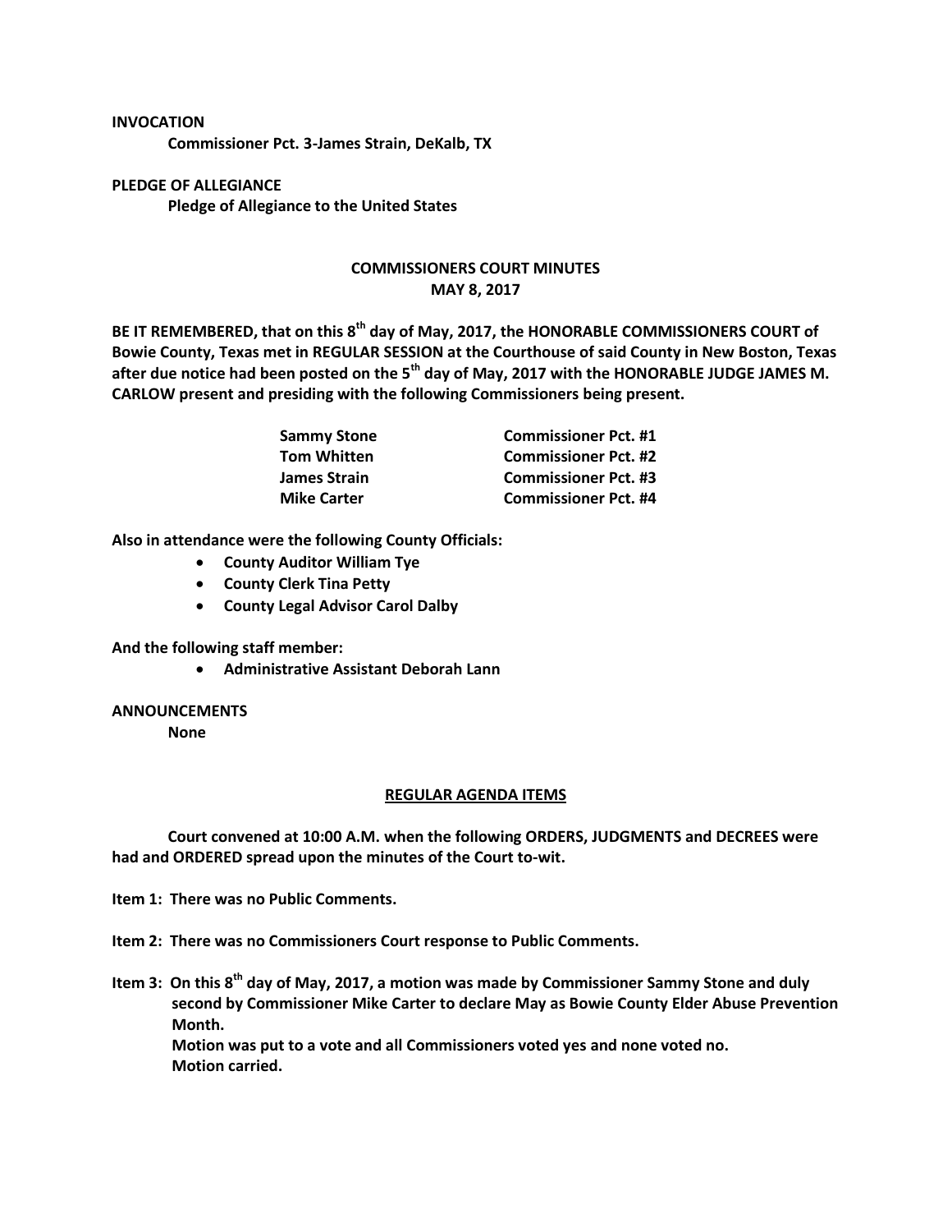**INVOCATION**

**Commissioner Pct. 3-James Strain, DeKalb, TX**

**PLEDGE OF ALLEGIANCE**

**Pledge of Allegiance to the United States**

## COMMISSIONERS COURT MINUTES
## MAY 8, 2017

**BE IT REMEMBERED, that on this 8th day of May, 2017, the HONORABLE COMMISSIONERS COURT of Bowie County, Texas met in REGULAR SESSION at the Courthouse of said County in New Boston, Texas after due notice had been posted on the 5th day of May, 2017 with the HONORABLE JUDGE JAMES M. CARLOW present and presiding with the following Commissioners being present.**

| | |
|---|---|
| **Sammy Stone** | **Commissioner Pct. #1** |
| **Tom Whitten** | **Commissioner Pct. #2** |
| **James Strain** | **Commissioner Pct. #3** |
| **Mike Carter** | **Commissioner Pct. #4** |

**Also in attendance were the following County Officials:**

- **County Auditor William Tye**
- **County Clerk Tina Petty**
- **County Legal Advisor Carol Dalby**

**And the following staff member:**

- **Administrative Assistant Deborah Lann**

**ANNOUNCEMENTS**

**None**

**REGULAR AGENDA ITEMS**

**Court convened at 10:00 A.M. when the following ORDERS, JUDGMENTS and DECREES were had and ORDERED spread upon the minutes of the Court to-wit.**

**Item 1: There was no Public Comments.**

**Item 2: There was no Commissioners Court response to Public Comments.**

**Item 3: On this 8th day of May, 2017, a motion was made by Commissioner Sammy Stone and duly second by Commissioner Mike Carter to declare May as Bowie County Elder Abuse Prevention Month.**
**Motion was put to a vote and all Commissioners voted yes and none voted no.**
**Motion carried.**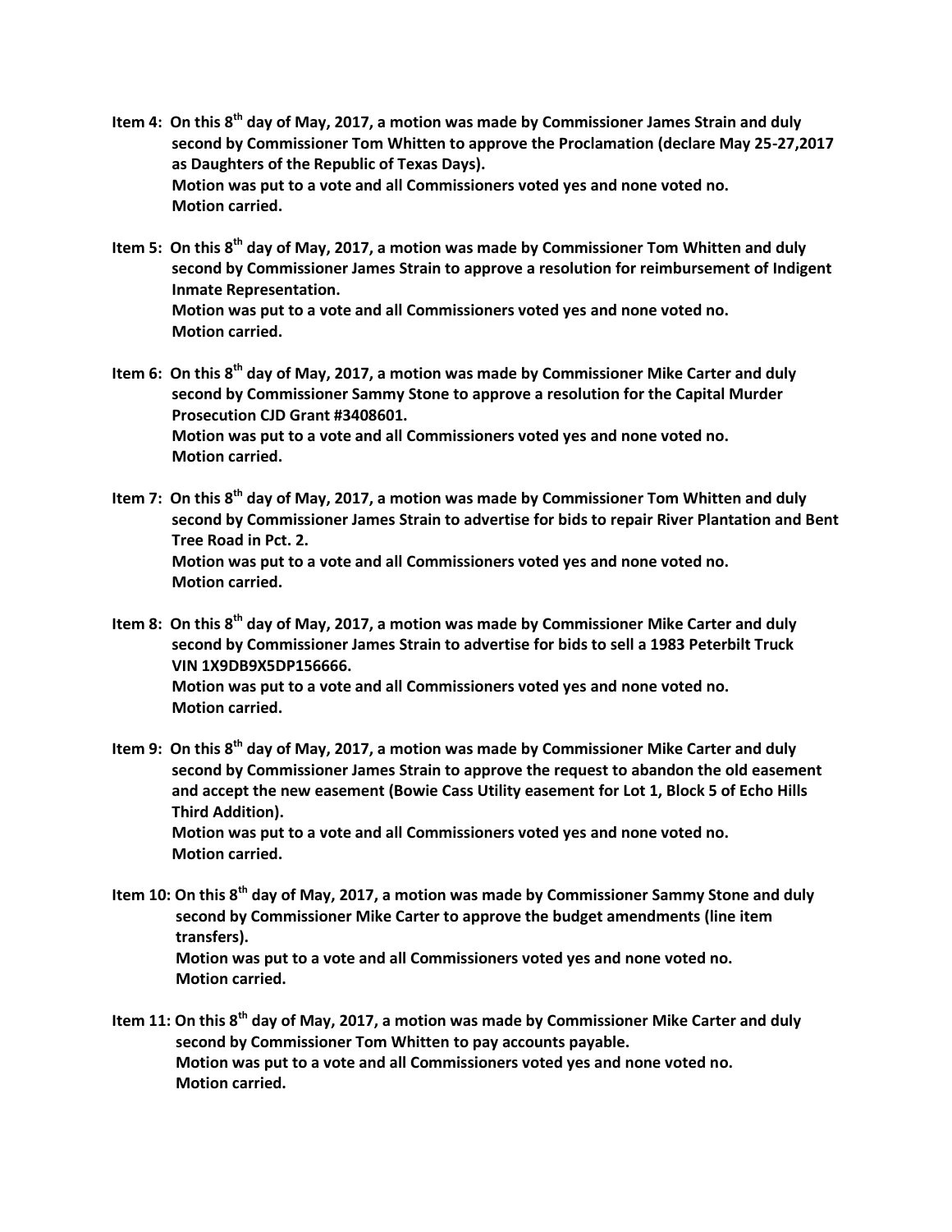**Item 4: On this 8th day of May, 2017, a motion was made by Commissioner James Strain and duly second by Commissioner Tom Whitten to approve the Proclamation (declare May 25-27,2017 as Daughters of the Republic of Texas Days).**
**Motion was put to a vote and all Commissioners voted yes and none voted no.**
**Motion carried.**

**Item 5: On this 8th day of May, 2017, a motion was made by Commissioner Tom Whitten and duly second by Commissioner James Strain to approve a resolution for reimbursement of Indigent Inmate Representation.**
**Motion was put to a vote and all Commissioners voted yes and none voted no.**
**Motion carried.**

**Item 6: On this 8th day of May, 2017, a motion was made by Commissioner Mike Carter and duly second by Commissioner Sammy Stone to approve a resolution for the Capital Murder Prosecution CJD Grant #3408601.**
**Motion was put to a vote and all Commissioners voted yes and none voted no.**
**Motion carried.**

**Item 7: On this 8th day of May, 2017, a motion was made by Commissioner Tom Whitten and duly second by Commissioner James Strain to advertise for bids to repair River Plantation and Bent Tree Road in Pct. 2.**
**Motion was put to a vote and all Commissioners voted yes and none voted no.**
**Motion carried.**

**Item 8: On this 8th day of May, 2017, a motion was made by Commissioner Mike Carter and duly second by Commissioner James Strain to advertise for bids to sell a 1983 Peterbilt Truck VIN 1X9DB9X5DP156666.**
**Motion was put to a vote and all Commissioners voted yes and none voted no.**
**Motion carried.**

**Item 9: On this 8th day of May, 2017, a motion was made by Commissioner Mike Carter and duly second by Commissioner James Strain to approve the request to abandon the old easement and accept the new easement (Bowie Cass Utility easement for Lot 1, Block 5 of Echo Hills Third Addition).**
**Motion was put to a vote and all Commissioners voted yes and none voted no.**
**Motion carried.**

**Item 10: On this 8th day of May, 2017, a motion was made by Commissioner Sammy Stone and duly second by Commissioner Mike Carter to approve the budget amendments (line item transfers).**
**Motion was put to a vote and all Commissioners voted yes and none voted no.**
**Motion carried.**

**Item 11: On this 8th day of May, 2017, a motion was made by Commissioner Mike Carter and duly second by Commissioner Tom Whitten to pay accounts payable.**
**Motion was put to a vote and all Commissioners voted yes and none voted no.**
**Motion carried.**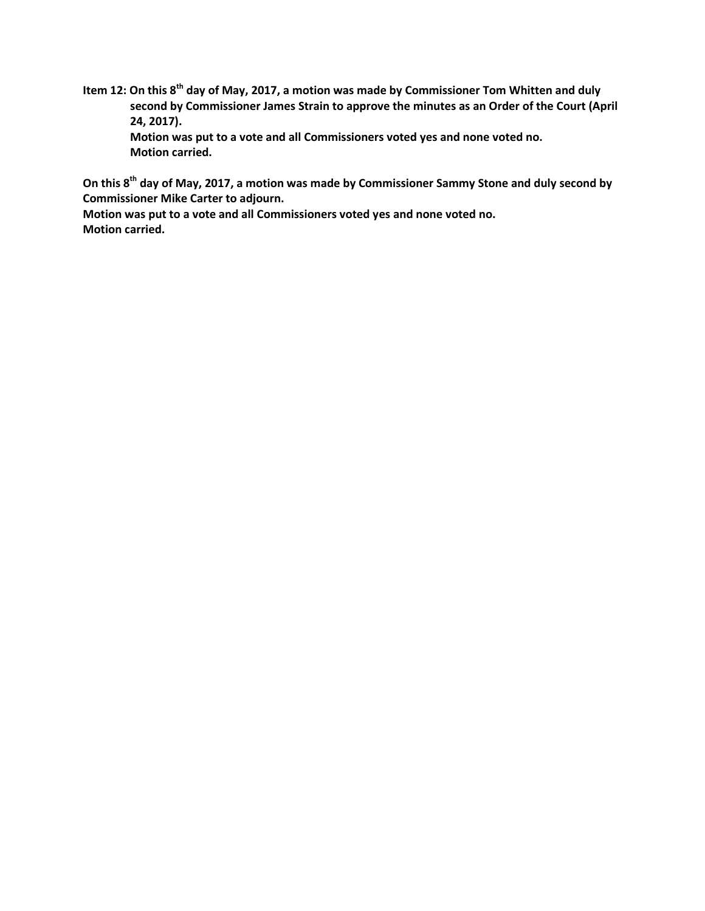**Item 12: On this 8th day of May, 2017, a motion was made by Commissioner Tom Whitten and duly second by Commissioner James Strain to approve the minutes as an Order of the Court (April 24, 2017).**

**Motion was put to a vote and all Commissioners voted yes and none voted no.**

**Motion carried.**

**On this 8th day of May, 2017, a motion was made by Commissioner Sammy Stone and duly second by Commissioner Mike Carter to adjourn.**

**Motion was put to a vote and all Commissioners voted yes and none voted no.**

**Motion carried.**